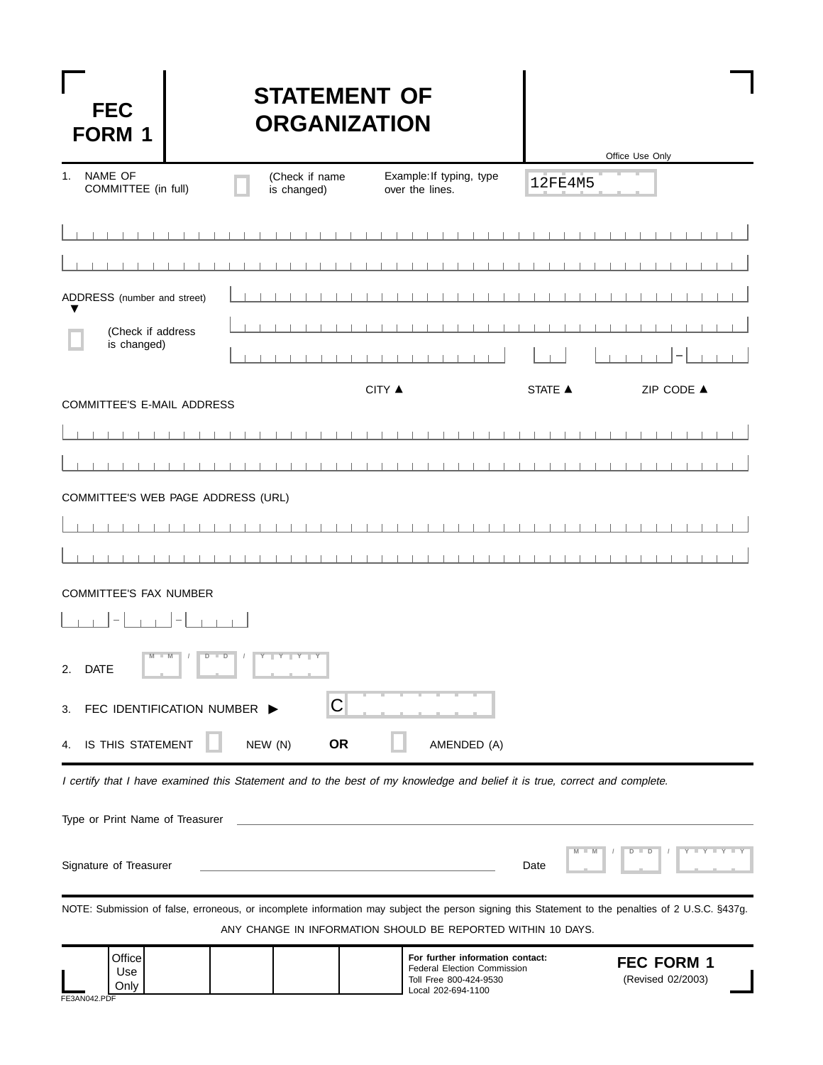# FEC FORM 1

# STATEMENT OF ORGANIZATION

Office Use Only

1. NAME OF COMMITTEE (in full) ☐ (Check if name is changed)  Example: If typing, type over the lines. 12FE4M5

ADDRESS (number and street)

☐ (Check if address is changed)

CITY ▲ STATE ▲ ZIP CODE ▲

COMMITTEE'S E-MAIL ADDRESS

COMMITTEE'S WEB PAGE ADDRESS (URL)

COMMITTEE'S FAX NUMBER

2. DATE  M M / D D / Y Y Y Y

3. FEC IDENTIFICATION NUMBER ▶ C

4. IS THIS STATEMENT ☐ NEW (N) **OR** ☐ AMENDED (A)

*I certify that I have examined this Statement and to the best of my knowledge and belief it is true, correct and complete.*

Type or Print Name of Treasurer

Signature of Treasurer  Date M M / D D / Y Y Y Y

NOTE: Submission of false, erroneous, or incomplete information may subject the person signing this Statement to the penalties of 2 U.S.C. §437g.

ANY CHANGE IN INFORMATION SHOULD BE REPORTED WITHIN 10 DAYS.

Office Use Only

**For further information contact:**
Federal Election Commission
Toll Free 800-424-9530
Local 202-694-1100

**FEC FORM 1**
(Revised 02/2003)

FE3AN042.PDF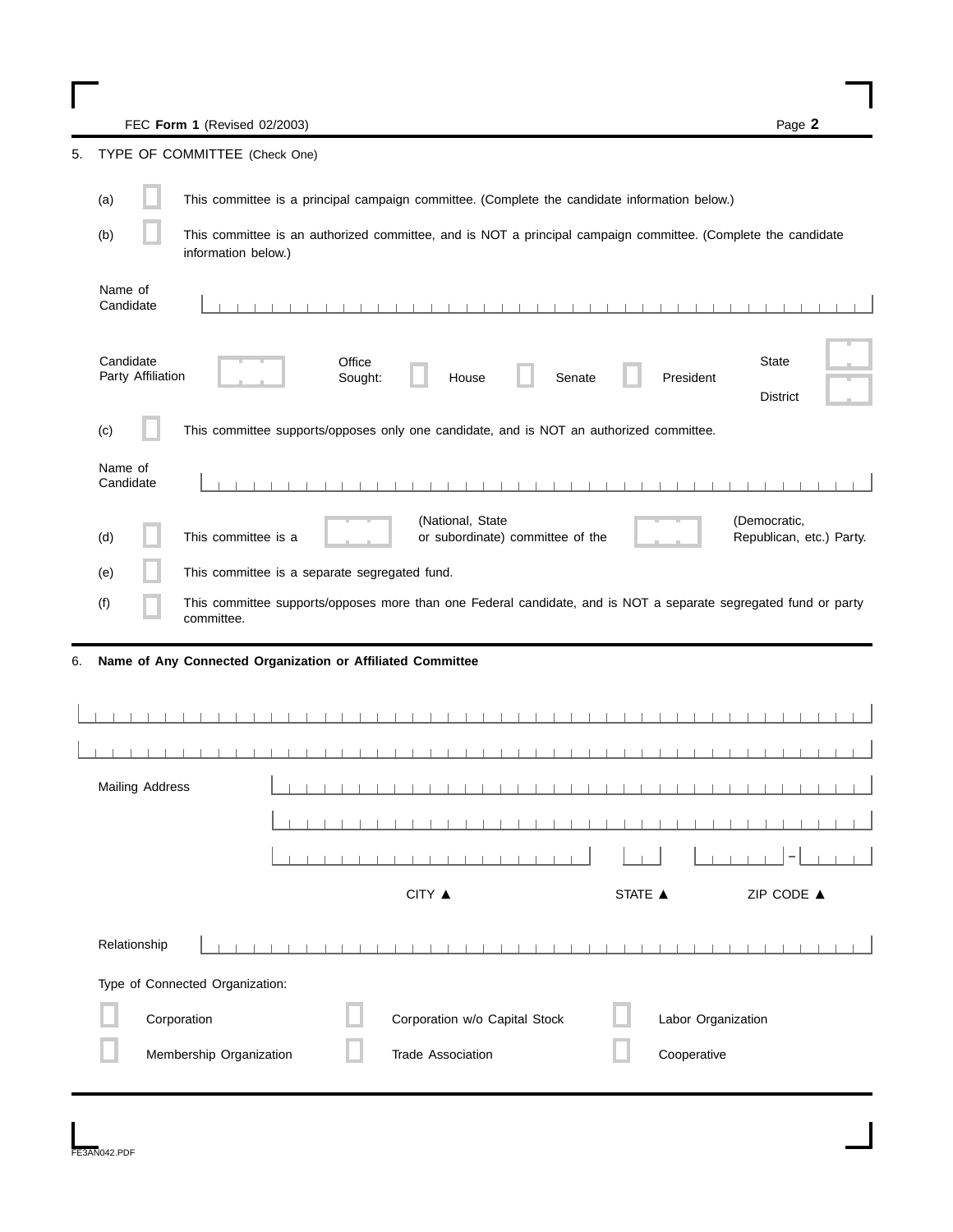FEC **Form 1** (Revised 02/2003)

## 5. TYPE OF COMMITTEE (Check One)

(a) ☐ This committee is a principal campaign committee. (Complete the candidate information below.)

(b) ☐ This committee is an authorized committee, and is NOT a principal campaign committee. (Complete the candidate information below.)

Name of Candidate ____________________

Candidate Party Affiliation ______ Office Sought: ☐ House ☐ Senate ☐ President State ______ District ______

(c) ☐ This committee supports/opposes only one candidate, and is NOT an authorized committee.

Name of Candidate ____________________

(d) ☐ This committee is a ______ (National, State or subordinate) committee of the ______ (Democratic, Republican, etc.) Party.

(e) ☐ This committee is a separate segregated fund.

(f) ☐ This committee supports/opposes more than one Federal candidate, and is NOT a separate segregated fund or party committee.

## 6. Name of Any Connected Organization or Affiliated Committee

____________________

____________________

Mailing Address ____________________

____________________

____________________ ______ ______ – ______

CITY ▲ STATE ▲ ZIP CODE ▲

Relationship ____________________

Type of Connected Organization:

☐ Corporation ☐ Corporation w/o Capital Stock ☐ Labor Organization

☐ Membership Organization ☐ Trade Association ☐ Cooperative

FE3AN042.PDF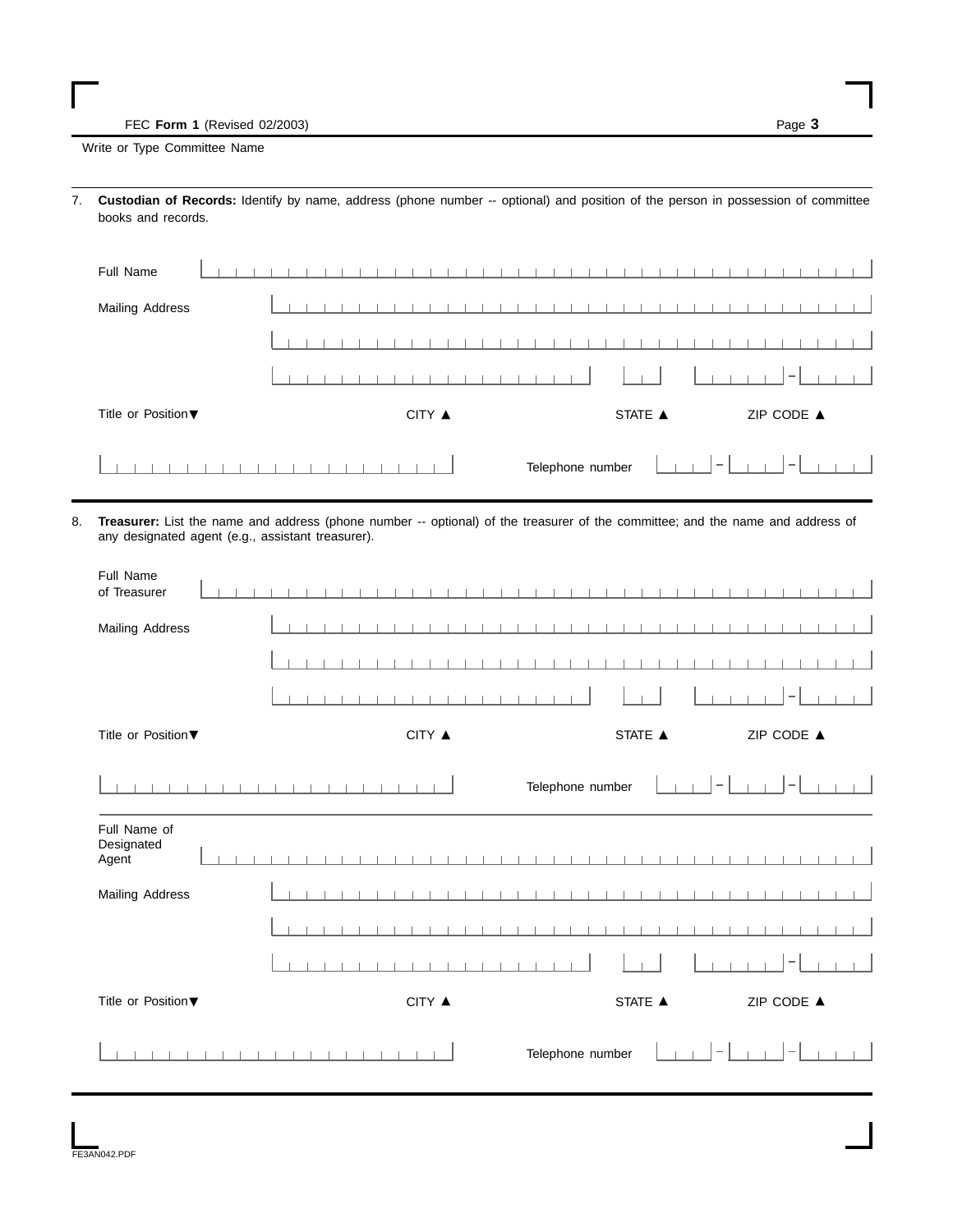FEC **Form 1** (Revised 02/2003)

Write or Type Committee Name

7. **Custodian of Records:** Identify by name, address (phone number -- optional) and position of the person in possession of committee books and records.

Full Name

Mailing Address

Title or Position▼ CITY ▲ STATE ▲ ZIP CODE ▲

Telephone number - -

8. **Treasurer:** List the name and address (phone number -- optional) of the treasurer of the committee; and the name and address of any designated agent (e.g., assistant treasurer).

Full Name of Treasurer

Mailing Address

Title or Position▼ CITY ▲ STATE ▲ ZIP CODE ▲

Telephone number - -

Full Name of Designated Agent

Mailing Address

Title or Position▼ CITY ▲ STATE ▲ ZIP CODE ▲

Telephone number - -

FE3AN042.PDF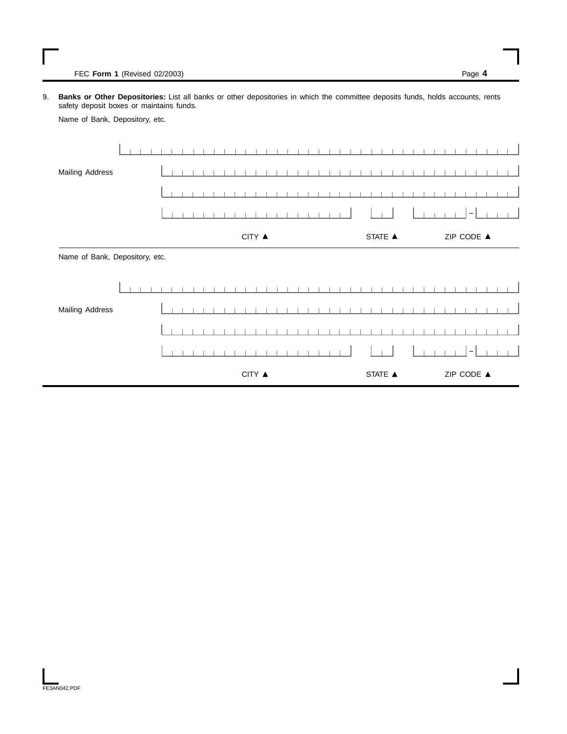9. **Banks or Other Depositories:** List all banks or other depositories in which the committee deposits funds, holds accounts, rents safety deposit boxes or maintains funds.

Name of Bank, Depository, etc.

Mailing Address

CITY ▲ STATE ▲ ZIP CODE ▲

Name of Bank, Depository, etc.

Mailing Address

CITY ▲ STATE ▲ ZIP CODE ▲